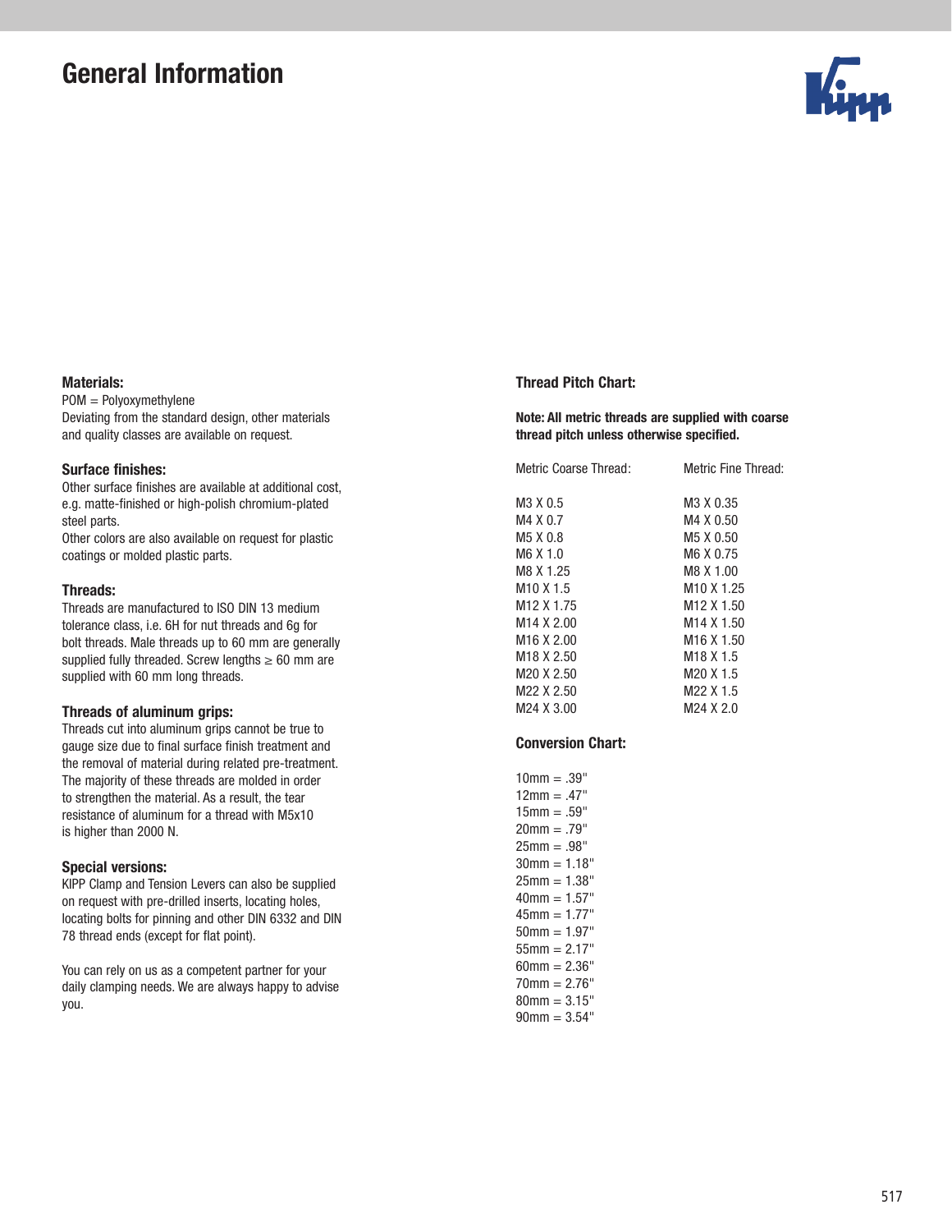# General Information

### Materials:

POM = Polyoxymethylene
Deviating from the standard design, other materials and quality classes are available on request.

### Surface finishes:

Other surface finishes are available at additional cost, e.g. matte-finished or high-polish chromium-plated steel parts.
Other colors are also available on request for plastic coatings or molded plastic parts.

### Threads:

Threads are manufactured to ISO DIN 13 medium tolerance class, i.e. 6H for nut threads and 6g for bolt threads. Male threads up to 60 mm are generally supplied fully threaded. Screw lengths ≥ 60 mm are supplied with 60 mm long threads.

### Threads of aluminum grips:

Threads cut into aluminum grips cannot be true to gauge size due to final surface finish treatment and the removal of material during related pre-treatment. The majority of these threads are molded in order to strengthen the material. As a result, the tear resistance of aluminum for a thread with M5x10 is higher than 2000 N.

### Special versions:

KIPP Clamp and Tension Levers can also be supplied on request with pre-drilled inserts, locating holes, locating bolts for pinning and other DIN 6332 and DIN 78 thread ends (except for flat point).

You can rely on us as a competent partner for your daily clamping needs. We are always happy to advise you.

### Thread Pitch Chart:

**Note: All metric threads are supplied with coarse thread pitch unless otherwise specified.**

| Metric Coarse Thread: | Metric Fine Thread: |
|---|---|
| M3 X 0.5 | M3 X 0.35 |
| M4 X 0.7 | M4 X 0.50 |
| M5 X 0.8 | M5 X 0.50 |
| M6 X 1.0 | M6 X 0.75 |
| M8 X 1.25 | M8 X 1.00 |
| M10 X 1.5 | M10 X 1.25 |
| M12 X 1.75 | M12 X 1.50 |
| M14 X 2.00 | M14 X 1.50 |
| M16 X 2.00 | M16 X 1.50 |
| M18 X 2.50 | M18 X 1.5 |
| M20 X 2.50 | M20 X 1.5 |
| M22 X 2.50 | M22 X 1.5 |
| M24 X 3.00 | M24 X 2.0 |

### Conversion Chart:

10mm = .39"
12mm = .47"
15mm = .59"
20mm = .79"
25mm = .98"
30mm = 1.18"
25mm = 1.38"
40mm = 1.57"
45mm = 1.77"
50mm = 1.97"
55mm = 2.17"
60mm = 2.36"
70mm = 2.76"
80mm = 3.15"
90mm = 3.54"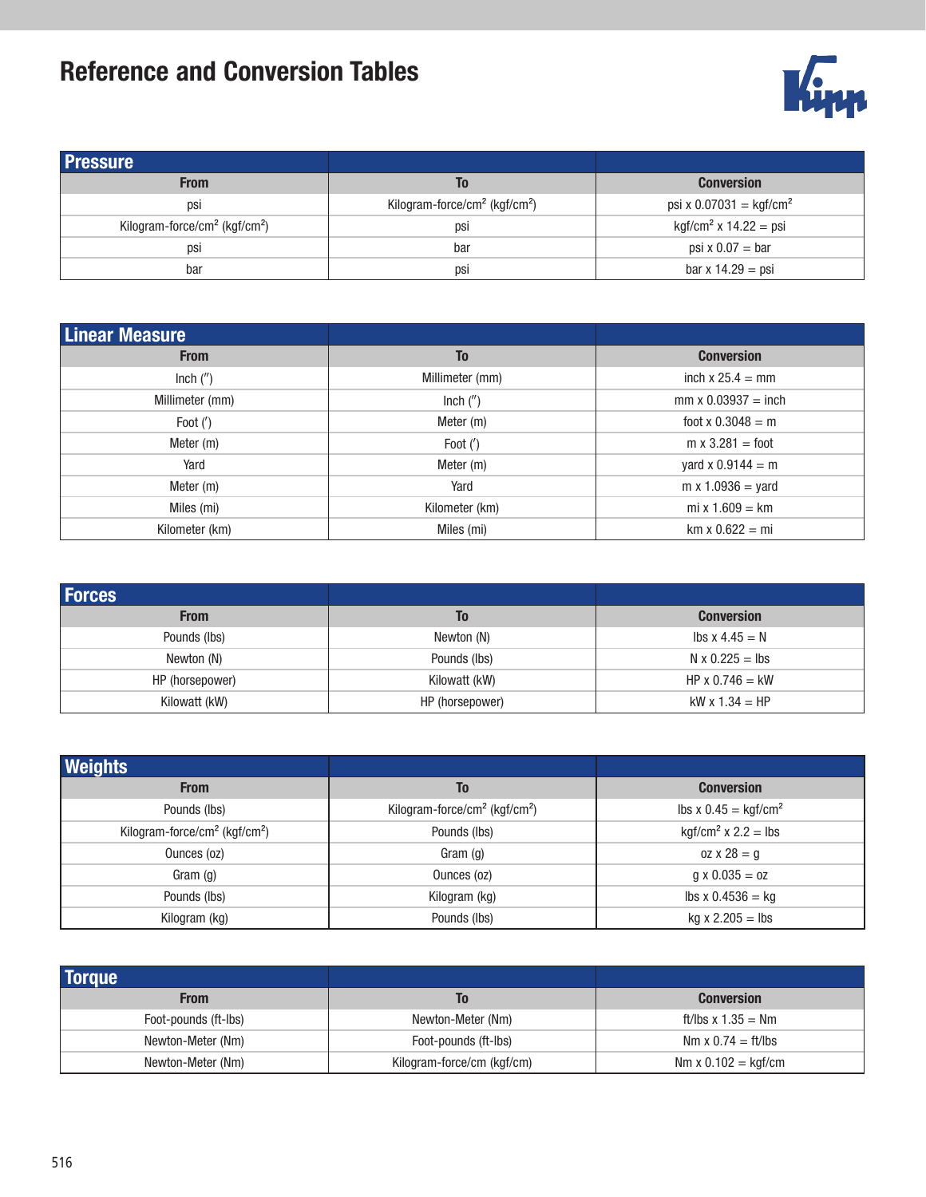# Reference and Conversion Tables

## Pressure

| From | To | Conversion |
|---|---|---|
| psi | Kilogram-force/cm² (kgf/cm²) | psi x 0.07031 = kgf/cm² |
| Kilogram-force/cm² (kgf/cm²) | psi | kgf/cm² x 14.22 = psi |
| psi | bar | psi x 0.07 = bar |
| bar | psi | bar x 14.29 = psi |

## Linear Measure

| From | To | Conversion |
|---|---|---|
| Inch (") | Millimeter (mm) | inch x 25.4 = mm |
| Millimeter (mm) | Inch (") | mm x 0.03937 = inch |
| Foot (') | Meter (m) | foot x 0.3048 = m |
| Meter (m) | Foot (') | m x 3.281 = foot |
| Yard | Meter (m) | yard x 0.9144 = m |
| Meter (m) | Yard | m x 1.0936 = yard |
| Miles (mi) | Kilometer (km) | mi x 1.609 = km |
| Kilometer (km) | Miles (mi) | km x 0.622 = mi |

## Forces

| From | To | Conversion |
|---|---|---|
| Pounds (lbs) | Newton (N) | lbs x 4.45 = N |
| Newton (N) | Pounds (lbs) | N x 0.225 = lbs |
| HP (horsepower) | Kilowatt (kW) | HP x 0.746 = kW |
| Kilowatt (kW) | HP (horsepower) | kW x 1.34 = HP |

## Weights

| From | To | Conversion |
|---|---|---|
| Pounds (lbs) | Kilogram-force/cm² (kgf/cm²) | lbs x 0.45 = kgf/cm² |
| Kilogram-force/cm² (kgf/cm²) | Pounds (lbs) | kgf/cm² x 2.2 = lbs |
| Ounces (oz) | Gram (g) | oz x 28 = g |
| Gram (g) | Ounces (oz) | g x 0.035 = oz |
| Pounds (lbs) | Kilogram (kg) | lbs x 0.4536 = kg |
| Kilogram (kg) | Pounds (lbs) | kg x 2.205 = lbs |

## Torque

| From | To | Conversion |
|---|---|---|
| Foot-pounds (ft-lbs) | Newton-Meter (Nm) | ft/lbs x 1.35 = Nm |
| Newton-Meter (Nm) | Foot-pounds (ft-lbs) | Nm x 0.74 = ft/lbs |
| Newton-Meter (Nm) | Kilogram-force/cm (kgf/cm) | Nm x 0.102 = kgf/cm |